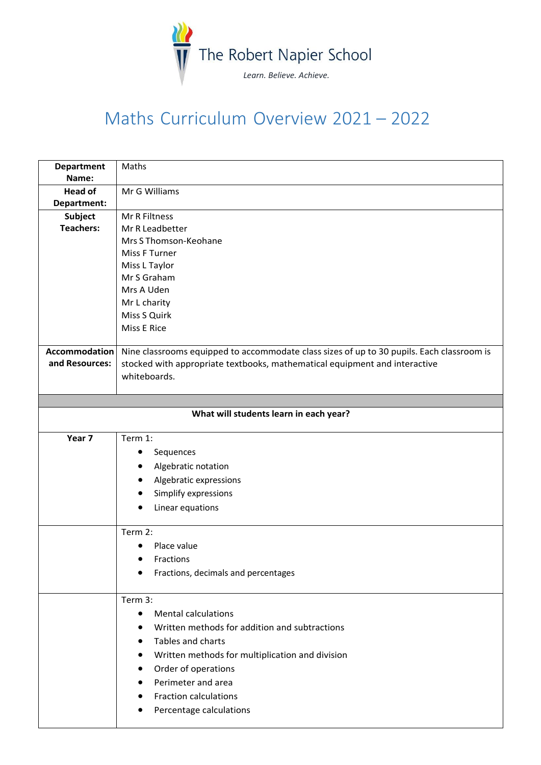The Robert Napier School

*Learn. Believe. Achieve.*

# Maths Curriculum Overview 2021 – 2022

| **Department Name:** | Maths |
|---|---|
| **Head of Department:** | Mr G Williams |
| **Subject Teachers:** | Mr R Filtness<br>Mr R Leadbetter<br>Mrs S Thomson-Keohane<br>Miss F Turner<br>Miss L Taylor<br>Mr S Graham<br>Mrs A Uden<br>Mr L charity<br>Miss S Quirk<br>Miss E Rice |
| **Accommodation and Resources:** | Nine classrooms equipped to accommodate class sizes of up to 30 pupils. Each classroom is stocked with appropriate textbooks, mathematical equipment and interactive whiteboards. |
| | |
| **What will students learn in each year?** | |
| **Year 7** | Term 1:<br>• Sequences<br>• Algebraic notation<br>• Algebraic expressions<br>• Simplify expressions<br>• Linear equations |
| | Term 2:<br>• Place value<br>• Fractions<br>• Fractions, decimals and percentages |
| | Term 3:<br>• Mental calculations<br>• Written methods for addition and subtractions<br>• Tables and charts<br>• Written methods for multiplication and division<br>• Order of operations<br>• Perimeter and area<br>• Fraction calculations<br>• Percentage calculations |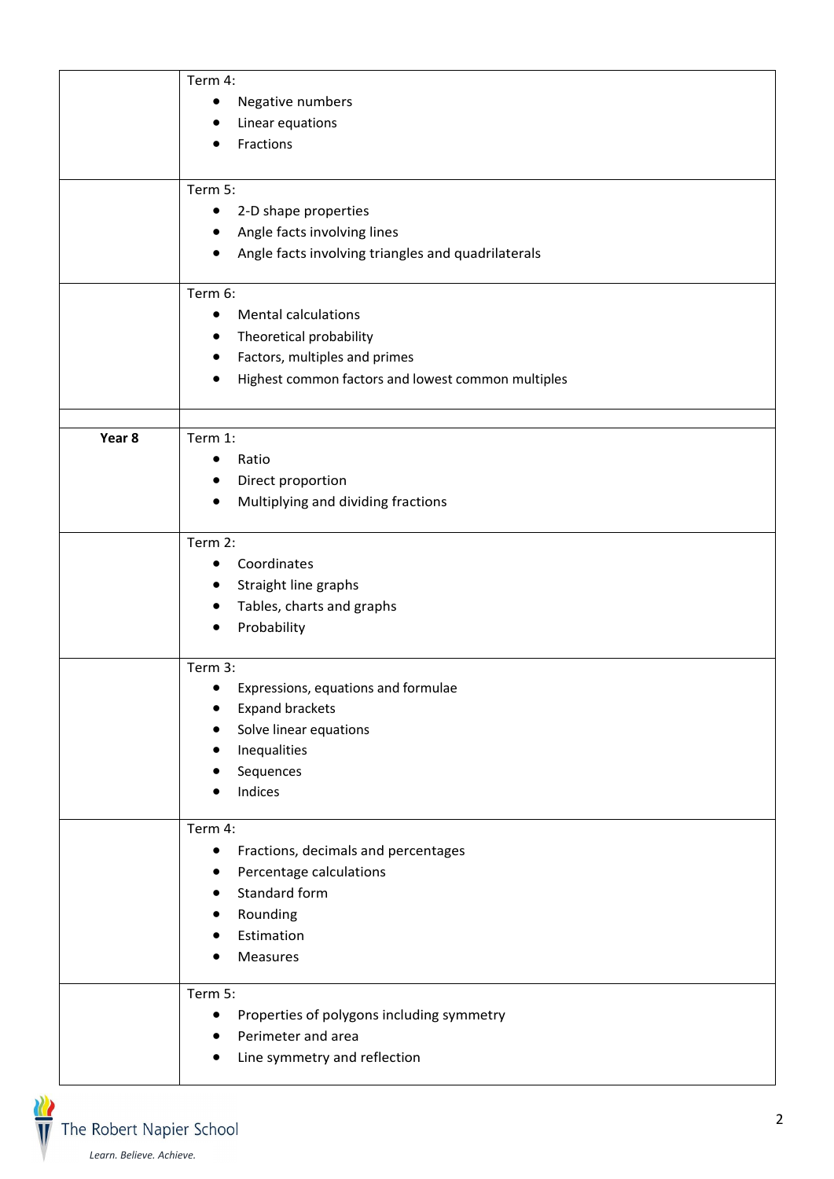| | |
|---|---|
| | Term 4:<br>• Negative numbers<br>• Linear equations<br>• Fractions |
| | Term 5:<br>• 2-D shape properties<br>• Angle facts involving lines<br>• Angle facts involving triangles and quadrilaterals |
| | Term 6:<br>• Mental calculations<br>• Theoretical probability<br>• Factors, multiples and primes<br>• Highest common factors and lowest common multiples |
| | |
| **Year 8** | Term 1:<br>• Ratio<br>• Direct proportion<br>• Multiplying and dividing fractions |
| | Term 2:<br>• Coordinates<br>• Straight line graphs<br>• Tables, charts and graphs<br>• Probability |
| | Term 3:<br>• Expressions, equations and formulae<br>• Expand brackets<br>• Solve linear equations<br>• Inequalities<br>• Sequences<br>• Indices |
| | Term 4:<br>• Fractions, decimals and percentages<br>• Percentage calculations<br>• Standard form<br>• Rounding<br>• Estimation<br>• Measures |
| | Term 5:<br>• Properties of polygons including symmetry<br>• Perimeter and area<br>• Line symmetry and reflection |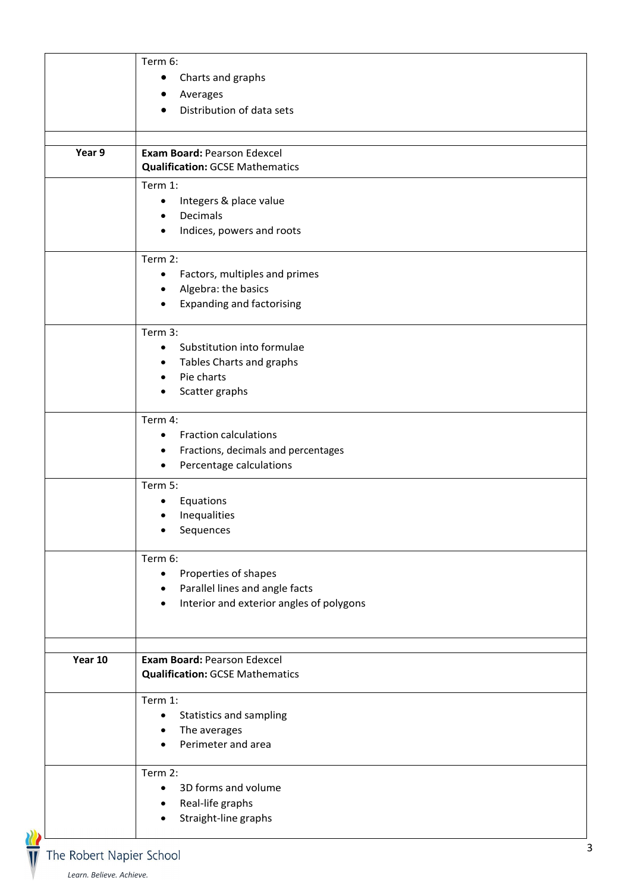| | |
|---|---|
| | Term 6:<br>• Charts and graphs<br>• Averages<br>• Distribution of data sets |
| | |
| **Year 9** | **Exam Board:** Pearson Edexcel<br>**Qualification:** GCSE Mathematics |
| | Term 1:<br>• Integers & place value<br>• Decimals<br>• Indices, powers and roots |
| | Term 2:<br>• Factors, multiples and primes<br>• Algebra: the basics<br>• Expanding and factorising |
| | Term 3:<br>• Substitution into formulae<br>• Tables Charts and graphs<br>• Pie charts<br>• Scatter graphs |
| | Term 4:<br>• Fraction calculations<br>• Fractions, decimals and percentages<br>• Percentage calculations |
| | Term 5:<br>• Equations<br>• Inequalities<br>• Sequences |
| | Term 6:<br>• Properties of shapes<br>• Parallel lines and angle facts<br>• Interior and exterior angles of polygons |
| | |
| **Year 10** | **Exam Board:** Pearson Edexcel<br>**Qualification:** GCSE Mathematics |
| | Term 1:<br>• Statistics and sampling<br>• The averages<br>• Perimeter and area |
| | Term 2:<br>• 3D forms and volume<br>• Real-life graphs<br>• Straight-line graphs |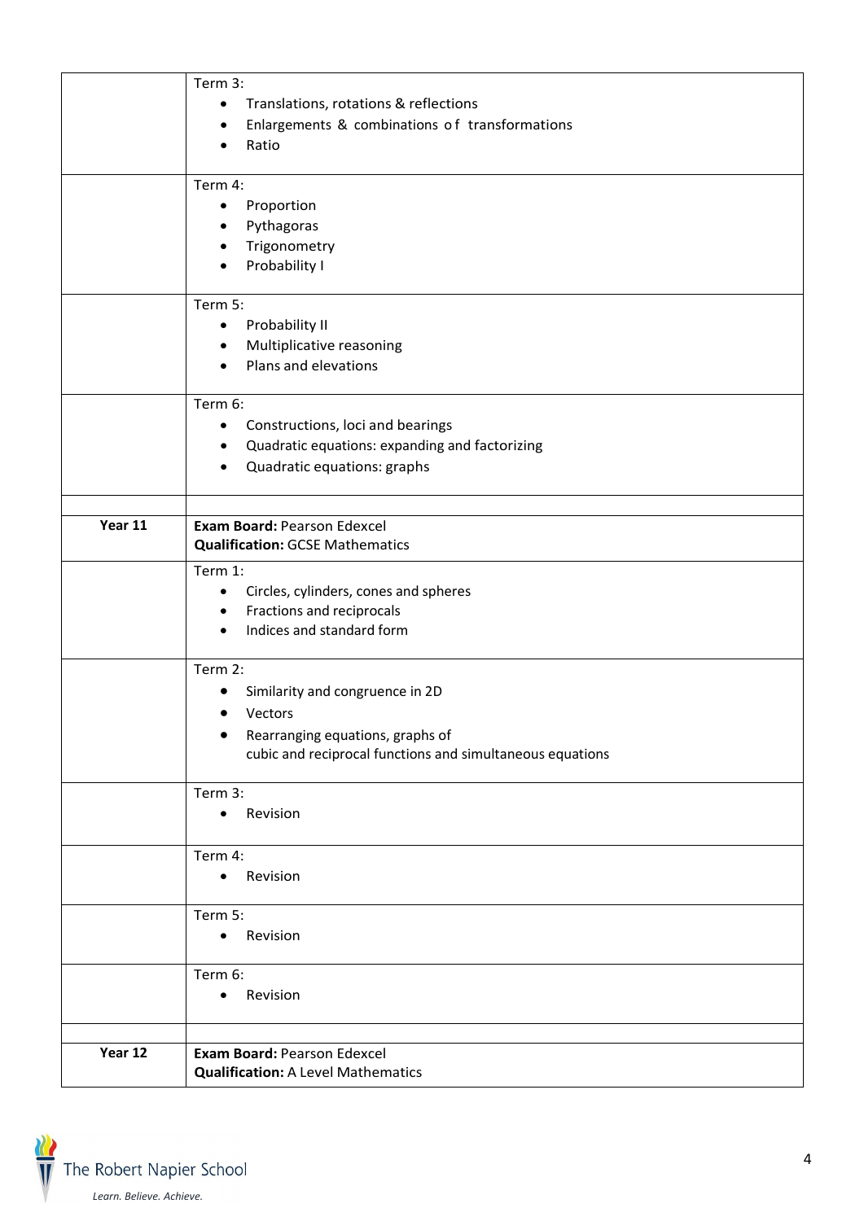| | |
|---|---|
| | Term 3:<br>• Translations, rotations & reflections<br>• Enlargements & combinations of transformations<br>• Ratio |
| | Term 4:<br>• Proportion<br>• Pythagoras<br>• Trigonometry<br>• Probability I |
| | Term 5:<br>• Probability II<br>• Multiplicative reasoning<br>• Plans and elevations |
| | Term 6:<br>• Constructions, loci and bearings<br>• Quadratic equations: expanding and factorizing<br>• Quadratic equations: graphs |
| | |
| **Year 11** | **Exam Board:** Pearson Edexcel<br>**Qualification:** GCSE Mathematics |
| | Term 1:<br>• Circles, cylinders, cones and spheres<br>• Fractions and reciprocals<br>• Indices and standard form |
| | Term 2:<br>• Similarity and congruence in 2D<br>• Vectors<br>• Rearranging equations, graphs of cubic and reciprocal functions and simultaneous equations |
| | Term 3:<br>• Revision |
| | Term 4:<br>• Revision |
| | Term 5:<br>• Revision |
| | Term 6:<br>• Revision |
| | |
| **Year 12** | **Exam Board:** Pearson Edexcel<br>**Qualification:** A Level Mathematics |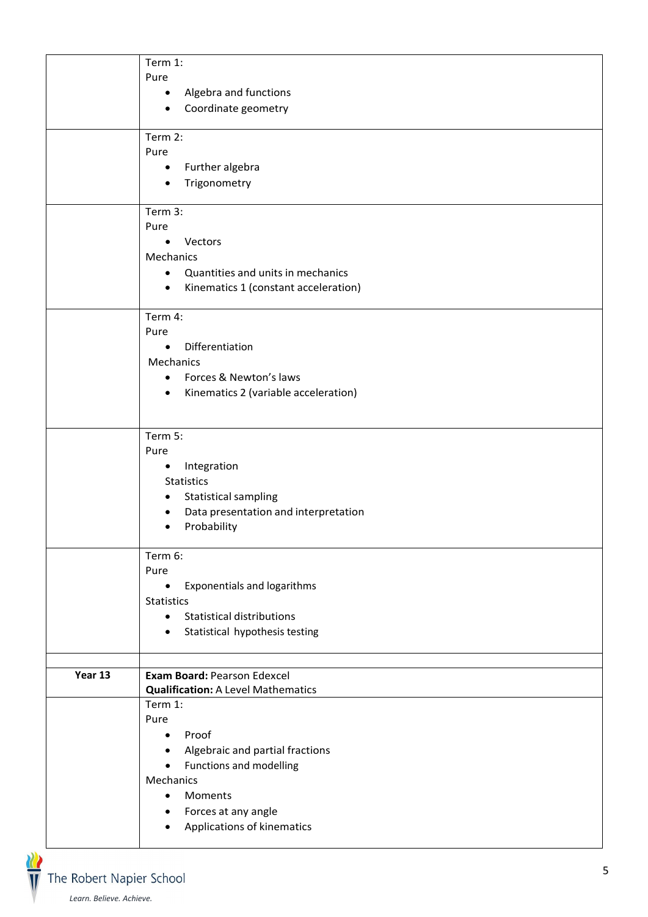| | |
|---|---|
| | Term 1:<br>Pure<br>• Algebra and functions<br>• Coordinate geometry |
| | Term 2:<br>Pure<br>• Further algebra<br>• Trigonometry |
| | Term 3:<br>Pure<br>• Vectors<br>Mechanics<br>• Quantities and units in mechanics<br>• Kinematics 1 (constant acceleration) |
| | Term 4:<br>Pure<br>• Differentiation<br>Mechanics<br>• Forces & Newton's laws<br>• Kinematics 2 (variable acceleration) |
| | Term 5:<br>Pure<br>• Integration<br>Statistics<br>• Statistical sampling<br>• Data presentation and interpretation<br>• Probability |
| | Term 6:<br>Pure<br>• Exponentials and logarithms<br>Statistics<br>• Statistical distributions<br>• Statistical hypothesis testing |
| | |
| **Year 13** | **Exam Board:** Pearson Edexcel<br>**Qualification:** A Level Mathematics |
| | Term 1:<br>Pure<br>• Proof<br>• Algebraic and partial fractions<br>• Functions and modelling<br>Mechanics<br>• Moments<br>• Forces at any angle<br>• Applications of kinematics |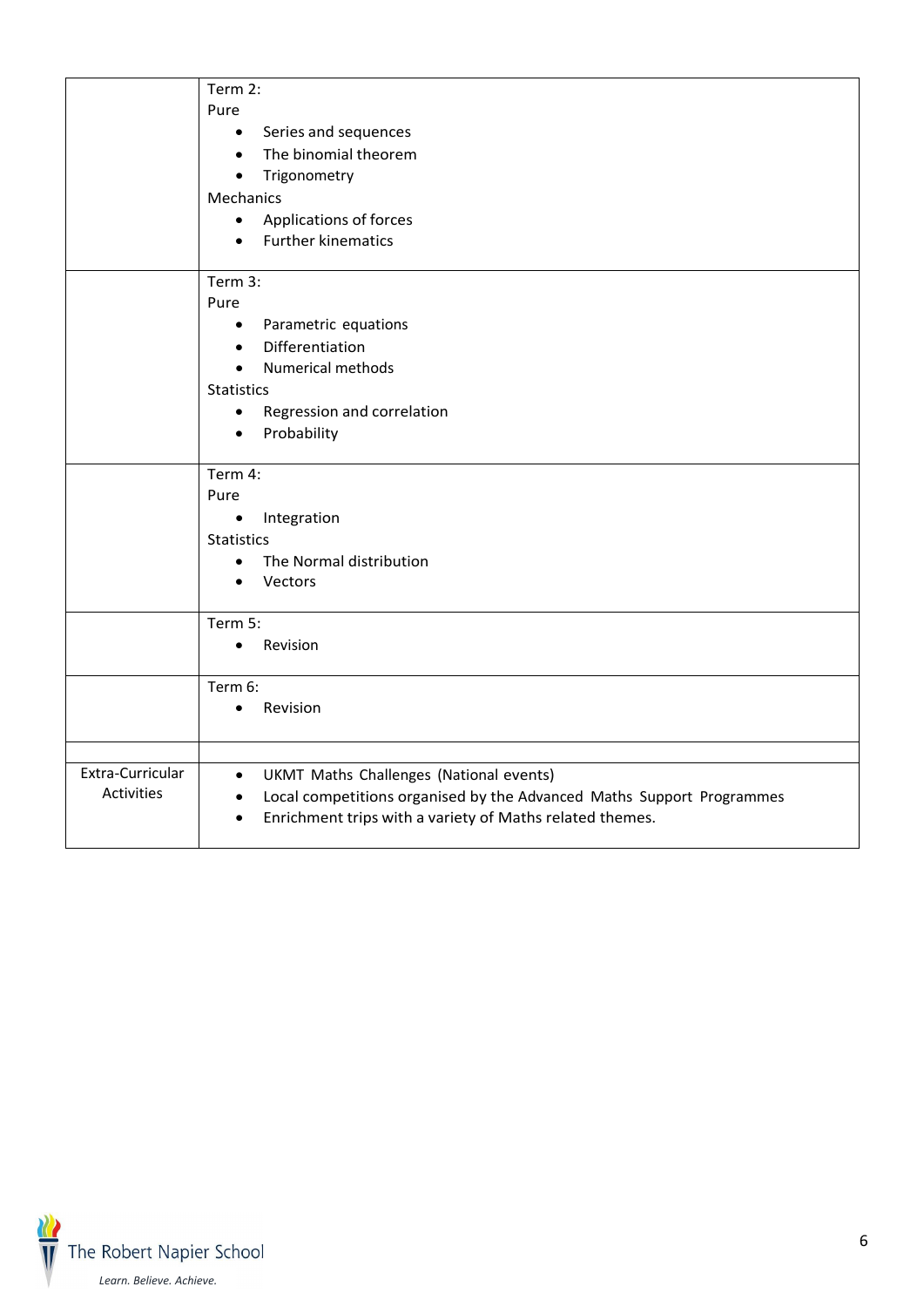| | |
|---|---|
| | Term 2:<br>Pure<br>• Series and sequences<br>• The binomial theorem<br>• Trigonometry<br>Mechanics<br>• Applications of forces<br>• Further kinematics |
| | Term 3:<br>Pure<br>• Parametric equations<br>• Differentiation<br>• Numerical methods<br>Statistics<br>• Regression and correlation<br>• Probability |
| | Term 4:<br>Pure<br>• Integration<br>Statistics<br>• The Normal distribution<br>• Vectors |
| | Term 5:<br>• Revision |
| | Term 6:<br>• Revision |
| | |
| Extra-Curricular Activities | • UKMT Maths Challenges (National events)<br>• Local competitions organised by the Advanced Maths Support Programmes<br>• Enrichment trips with a variety of Maths related themes. |